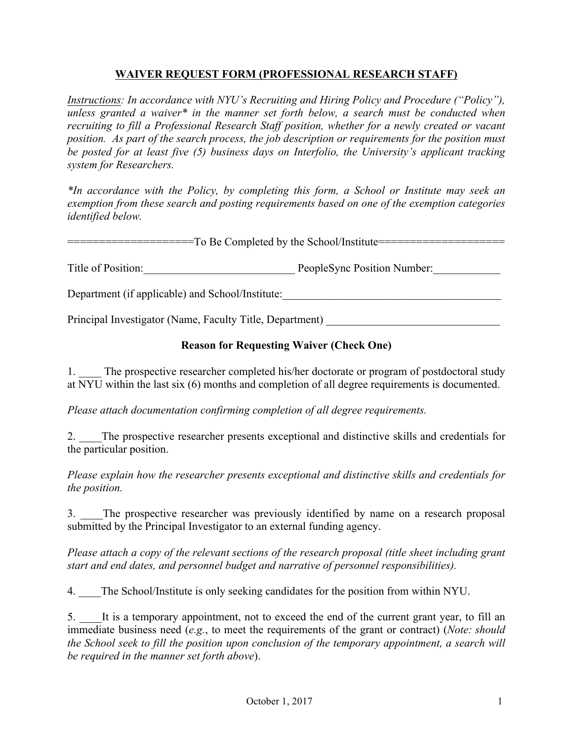## WAIVER REQUEST FORM (PROFESSIONAL RESEARCH STAFF)

*Instructions: In accordance with NYU's Recruiting and Hiring Policy and Procedure ("Policy"), unless granted a waiver* in the manner set forth below, a search must be conducted when recruiting to fill a Professional Research Staff position, whether for a newly created or vacant position. As part of the search process, the job description or requirements for the position must be posted for at least five (5) business days on Interfolio, the University's applicant tracking system for Researchers.*

**In accordance with the Policy, by completing this form, a School or Institute may seek an exemption from these search and posting requirements based on one of the exemption categories identified below.*

====================To Be Completed by the School/Institute====================

Title of Position:___________________________ PeopleSync Position Number:____________

Department (if applicable) and School/Institute:________________________________________

Principal Investigator (Name, Faculty Title, Department) _______________________________

### Reason for Requesting Waiver (Check One)

1. ____ The prospective researcher completed his/her doctorate or program of postdoctoral study at NYU within the last six (6) months and completion of all degree requirements is documented.

*Please attach documentation confirming completion of all degree requirements.*

2. ____The prospective researcher presents exceptional and distinctive skills and credentials for the particular position.

*Please explain how the researcher presents exceptional and distinctive skills and credentials for the position.*

3. ____The prospective researcher was previously identified by name on a research proposal submitted by the Principal Investigator to an external funding agency.

*Please attach a copy of the relevant sections of the research proposal (title sheet including grant start and end dates, and personnel budget and narrative of personnel responsibilities).*

4. ____The School/Institute is only seeking candidates for the position from within NYU.

5. ____It is a temporary appointment, not to exceed the end of the current grant year, to fill an immediate business need (*e.g.*, to meet the requirements of the grant or contract) (*Note: should the School seek to fill the position upon conclusion of the temporary appointment, a search will be required in the manner set forth above*).

October 1, 2017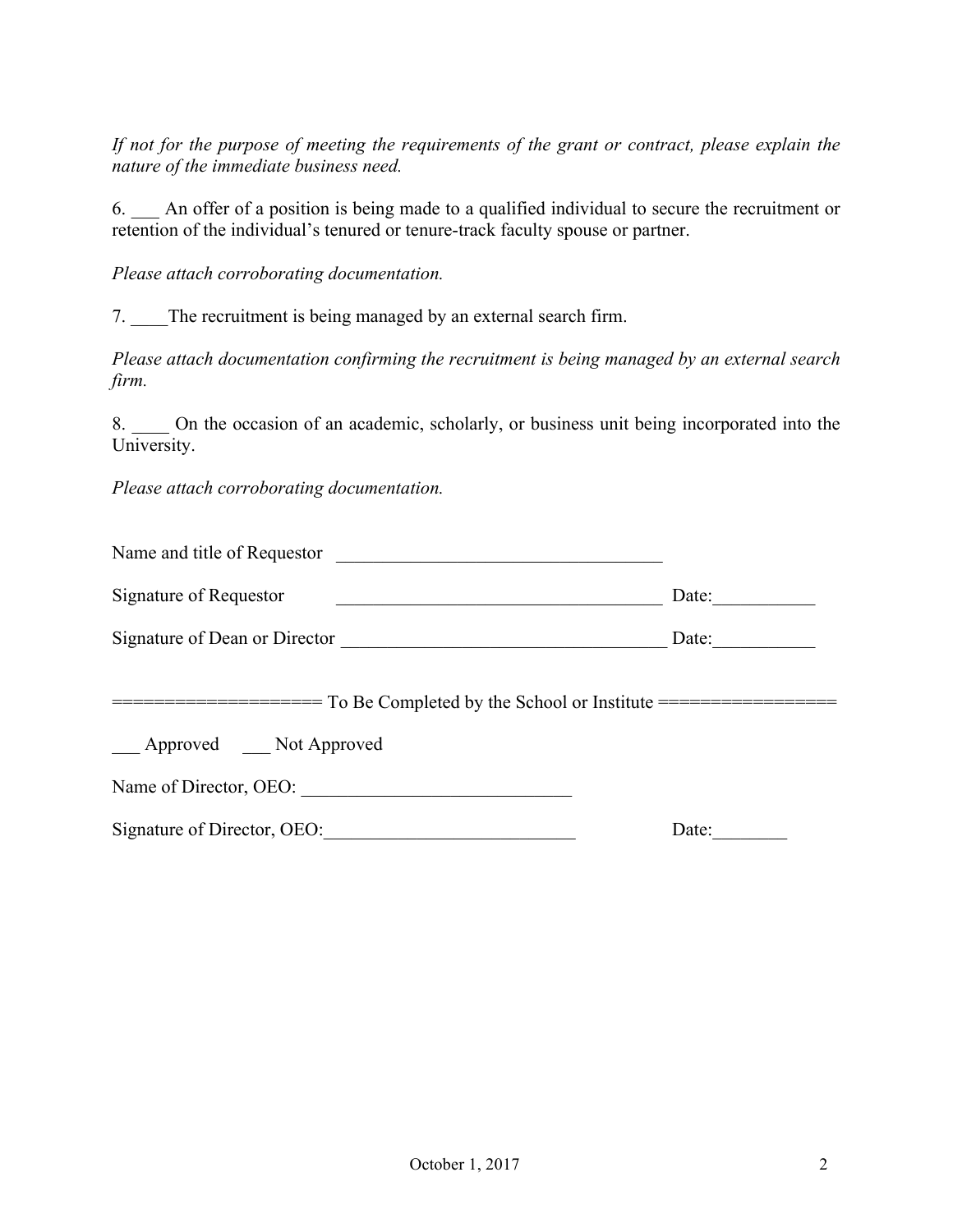*If not for the purpose of meeting the requirements of the grant or contract, please explain the nature of the immediate business need.*

6. ___ An offer of a position is being made to a qualified individual to secure the recruitment or retention of the individual's tenured or tenure-track faculty spouse or partner.

*Please attach corroborating documentation.*

7. ____The recruitment is being managed by an external search firm.

*Please attach documentation confirming the recruitment is being managed by an external search firm.*

8. ____ On the occasion of an academic, scholarly, or business unit being incorporated into the University.

*Please attach corroborating documentation.*

Name and title of Requestor ___________________________________

Signature of Requestor ___________________________________ Date:___________

Signature of Dean or Director ___________________________________ Date:___________

=================== To Be Completed by the School or Institute =================

___ Approved ___ Not Approved

Name of Director, OEO: _____________________________

Signature of Director, OEO:___________________________ Date:________